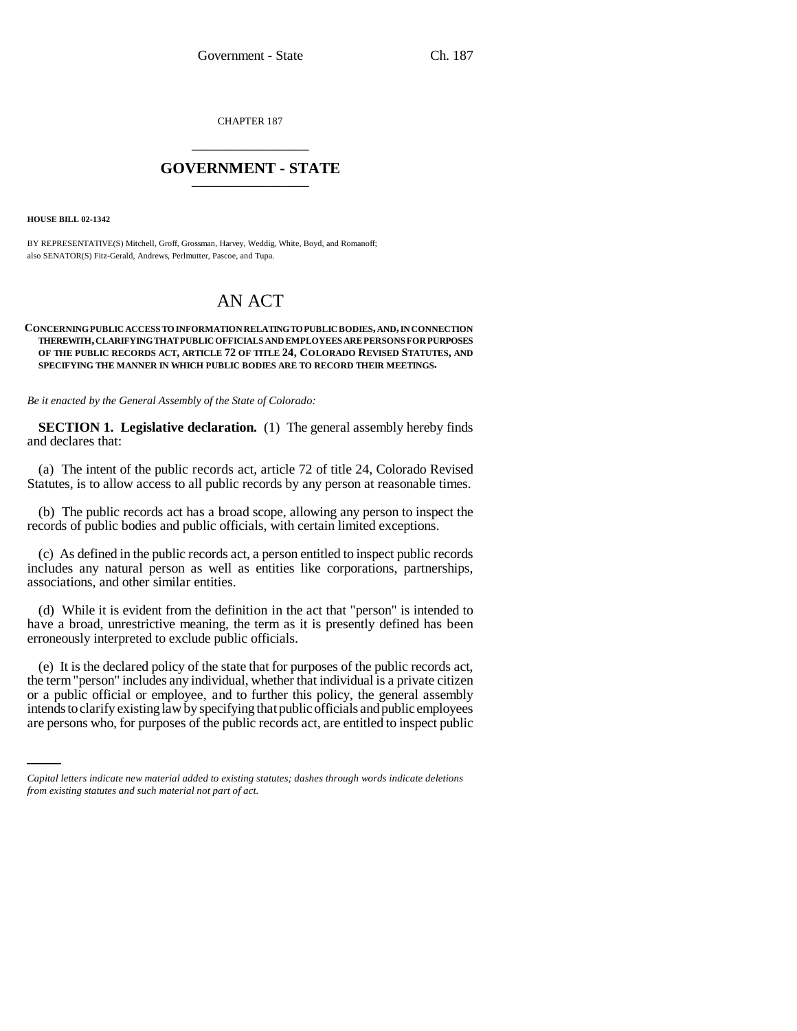CHAPTER 187

# GOVERNMENT - STATE

**HOUSE BILL 02-1342**

BY REPRESENTATIVE(S) Mitchell, Groff, Grossman, Harvey, Weddig, White, Boyd, and Romanoff; also SENATOR(S) Fitz-Gerald, Andrews, Perlmutter, Pascoe, and Tupa.

# AN ACT

**CONCERNING PUBLIC ACCESS TO INFORMATION RELATING TO PUBLIC BODIES, AND, IN CONNECTION THEREWITH, CLARIFYING THAT PUBLIC OFFICIALS AND EMPLOYEES ARE PERSONS FOR PURPOSES OF THE PUBLIC RECORDS ACT, ARTICLE 72 OF TITLE 24, COLORADO REVISED STATUTES, AND SPECIFYING THE MANNER IN WHICH PUBLIC BODIES ARE TO RECORD THEIR MEETINGS.**

*Be it enacted by the General Assembly of the State of Colorado:*

**SECTION 1. Legislative declaration.** (1) The general assembly hereby finds and declares that:

(a) The intent of the public records act, article 72 of title 24, Colorado Revised Statutes, is to allow access to all public records by any person at reasonable times.

(b) The public records act has a broad scope, allowing any person to inspect the records of public bodies and public officials, with certain limited exceptions.

(c) As defined in the public records act, a person entitled to inspect public records includes any natural person as well as entities like corporations, partnerships, associations, and other similar entities.

(d) While it is evident from the definition in the act that "person" is intended to have a broad, unrestrictive meaning, the term as it is presently defined has been erroneously interpreted to exclude public officials.

(e) It is the declared policy of the state that for purposes of the public records act, the term "person" includes any individual, whether that individual is a private citizen or a public official or employee, and to further this policy, the general assembly intends to clarify existing law by specifying that public officials and public employees are persons who, for purposes of the public records act, are entitled to inspect public

*Capital letters indicate new material added to existing statutes; dashes through words indicate deletions from existing statutes and such material not part of act.*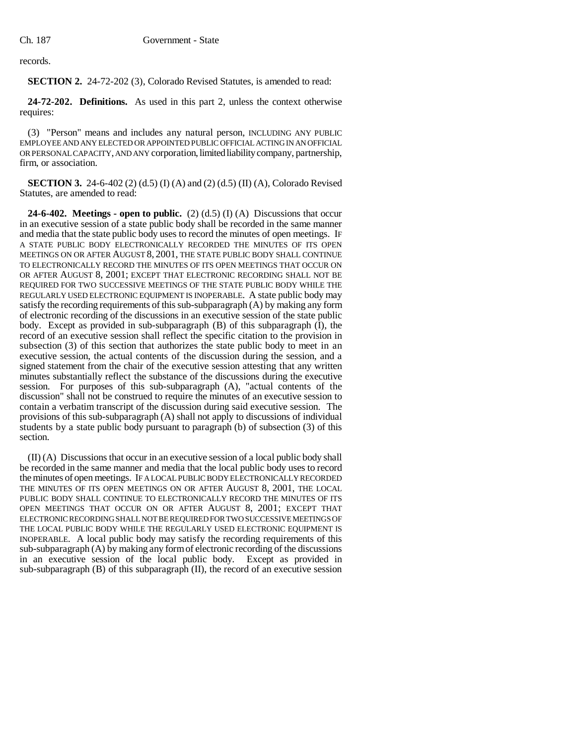records.

**SECTION 2.** 24-72-202 (3), Colorado Revised Statutes, is amended to read:

**24-72-202. Definitions.** As used in this part 2, unless the context otherwise requires:

(3) "Person" means and includes any natural person, INCLUDING ANY PUBLIC EMPLOYEE AND ANY ELECTED OR APPOINTED PUBLIC OFFICIAL ACTING IN AN OFFICIAL OR PERSONAL CAPACITY, AND ANY corporation, limited liability company, partnership, firm, or association.

**SECTION 3.** 24-6-402 (2) (d.5) (I) (A) and (2) (d.5) (II) (A), Colorado Revised Statutes, are amended to read:

**24-6-402. Meetings - open to public.** (2) (d.5) (I) (A) Discussions that occur in an executive session of a state public body shall be recorded in the same manner and media that the state public body uses to record the minutes of open meetings. IF A STATE PUBLIC BODY ELECTRONICALLY RECORDED THE MINUTES OF ITS OPEN MEETINGS ON OR AFTER AUGUST 8, 2001, THE STATE PUBLIC BODY SHALL CONTINUE TO ELECTRONICALLY RECORD THE MINUTES OF ITS OPEN MEETINGS THAT OCCUR ON OR AFTER AUGUST 8, 2001; EXCEPT THAT ELECTRONIC RECORDING SHALL NOT BE REQUIRED FOR TWO SUCCESSIVE MEETINGS OF THE STATE PUBLIC BODY WHILE THE REGULARLY USED ELECTRONIC EQUIPMENT IS INOPERABLE. A state public body may satisfy the recording requirements of this sub-subparagraph (A) by making any form of electronic recording of the discussions in an executive session of the state public body. Except as provided in sub-subparagraph (B) of this subparagraph (I), the record of an executive session shall reflect the specific citation to the provision in subsection (3) of this section that authorizes the state public body to meet in an executive session, the actual contents of the discussion during the session, and a signed statement from the chair of the executive session attesting that any written minutes substantially reflect the substance of the discussions during the executive session. For purposes of this sub-subparagraph (A), "actual contents of the discussion" shall not be construed to require the minutes of an executive session to contain a verbatim transcript of the discussion during said executive session. The provisions of this sub-subparagraph (A) shall not apply to discussions of individual students by a state public body pursuant to paragraph (b) of subsection (3) of this section.

(II) (A) Discussions that occur in an executive session of a local public body shall be recorded in the same manner and media that the local public body uses to record the minutes of open meetings. IF A LOCAL PUBLIC BODY ELECTRONICALLY RECORDED THE MINUTES OF ITS OPEN MEETINGS ON OR AFTER AUGUST 8, 2001, THE LOCAL PUBLIC BODY SHALL CONTINUE TO ELECTRONICALLY RECORD THE MINUTES OF ITS OPEN MEETINGS THAT OCCUR ON OR AFTER AUGUST 8, 2001; EXCEPT THAT ELECTRONIC RECORDING SHALL NOT BE REQUIRED FOR TWO SUCCESSIVE MEETINGS OF THE LOCAL PUBLIC BODY WHILE THE REGULARLY USED ELECTRONIC EQUIPMENT IS INOPERABLE. A local public body may satisfy the recording requirements of this sub-subparagraph (A) by making any form of electronic recording of the discussions in an executive session of the local public body. Except as provided in sub-subparagraph (B) of this subparagraph (II), the record of an executive session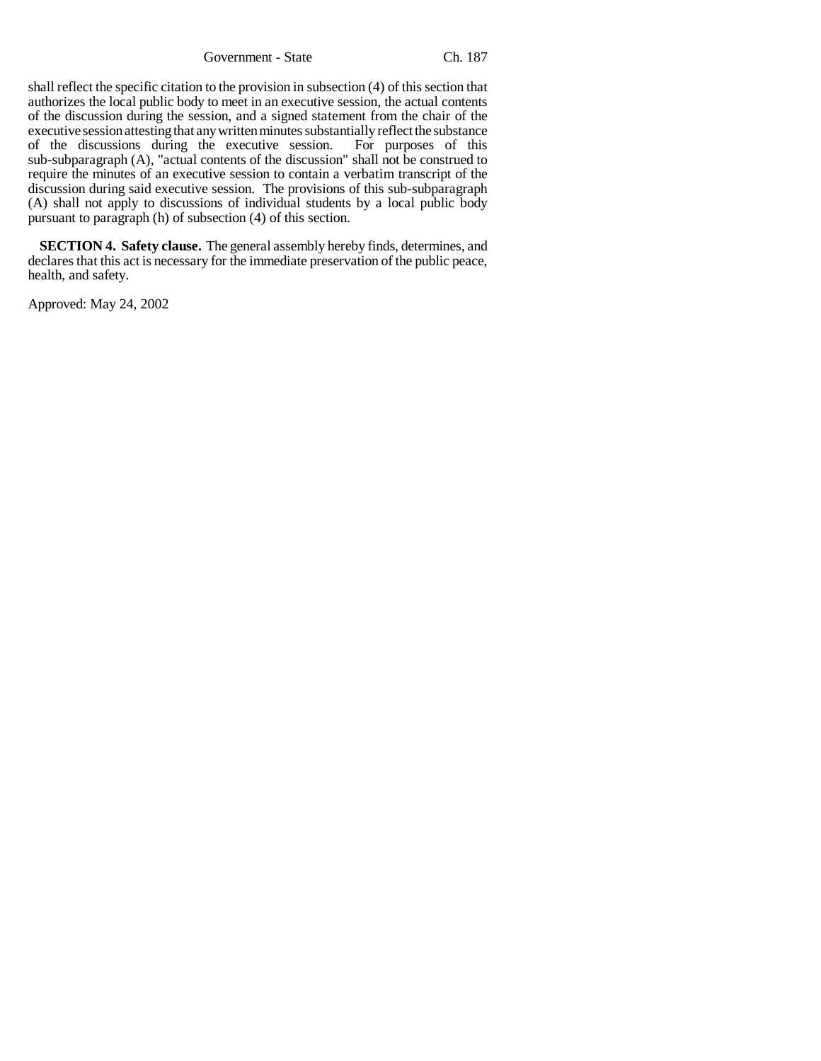shall reflect the specific citation to the provision in subsection (4) of this section that authorizes the local public body to meet in an executive session, the actual contents of the discussion during the session, and a signed statement from the chair of the executive session attesting that any written minutes substantially reflect the substance of the discussions during the executive session. For purposes of this sub-subparagraph (A), "actual contents of the discussion" shall not be construed to require the minutes of an executive session to contain a verbatim transcript of the discussion during said executive session. The provisions of this sub-subparagraph (A) shall not apply to discussions of individual students by a local public body pursuant to paragraph (h) of subsection (4) of this section.

**SECTION 4. Safety clause.** The general assembly hereby finds, determines, and declares that this act is necessary for the immediate preservation of the public peace, health, and safety.

Approved: May 24, 2002